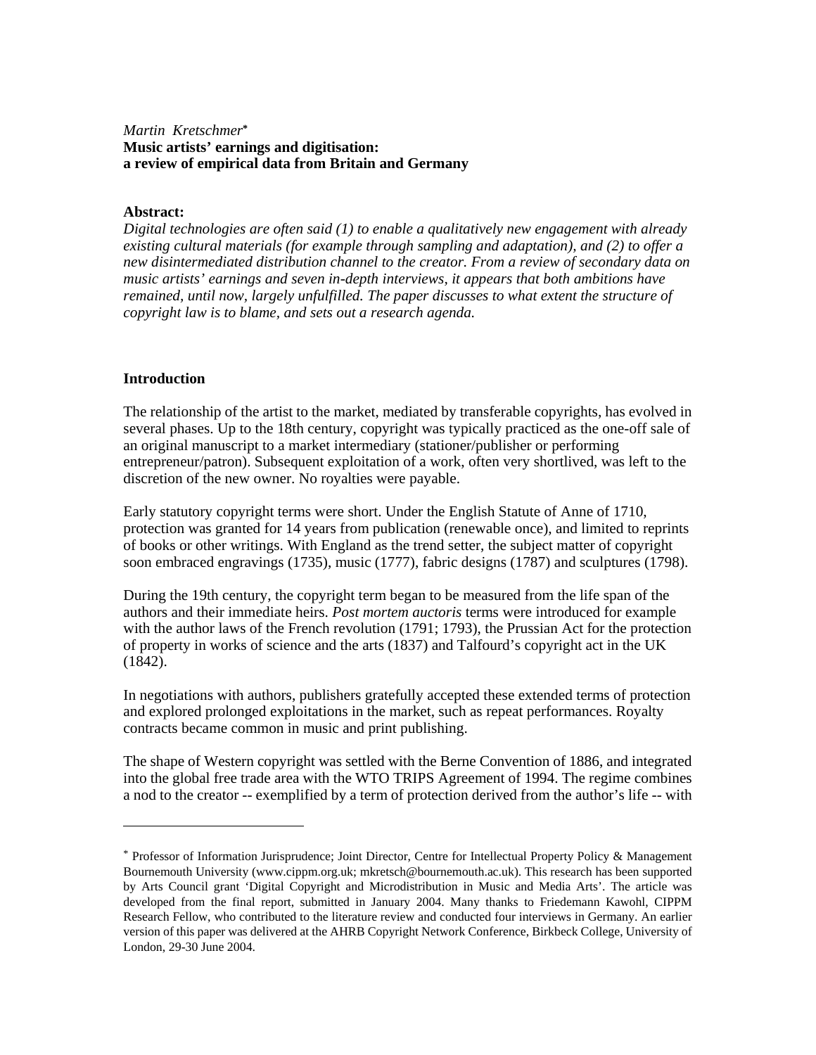*Martin Kretschmer*[*]

**Music artists' earnings and digitisation: a review of empirical data from Britain and Germany**

**Abstract:**

*Digital technologies are often said (1) to enable a qualitatively new engagement with already existing cultural materials (for example through sampling and adaptation), and (2) to offer a new disintermediated distribution channel to the creator. From a review of secondary data on music artists' earnings and seven in-depth interviews, it appears that both ambitions have remained, until now, largely unfulfilled. The paper discusses to what extent the structure of copyright law is to blame, and sets out a research agenda.*

## Introduction

The relationship of the artist to the market, mediated by transferable copyrights, has evolved in several phases. Up to the 18th century, copyright was typically practiced as the one-off sale of an original manuscript to a market intermediary (stationer/publisher or performing entrepreneur/patron). Subsequent exploitation of a work, often very shortlived, was left to the discretion of the new owner. No royalties were payable.

Early statutory copyright terms were short. Under the English Statute of Anne of 1710, protection was granted for 14 years from publication (renewable once), and limited to reprints of books or other writings. With England as the trend setter, the subject matter of copyright soon embraced engravings (1735), music (1777), fabric designs (1787) and sculptures (1798).

During the 19th century, the copyright term began to be measured from the life span of the authors and their immediate heirs. *Post mortem auctoris* terms were introduced for example with the author laws of the French revolution (1791; 1793), the Prussian Act for the protection of property in works of science and the arts (1837) and Talfourd's copyright act in the UK (1842).

In negotiations with authors, publishers gratefully accepted these extended terms of protection and explored prolonged exploitations in the market, such as repeat performances. Royalty contracts became common in music and print publishing.

The shape of Western copyright was settled with the Berne Convention of 1886, and integrated into the global free trade area with the WTO TRIPS Agreement of 1994. The regime combines a nod to the creator -- exemplified by a term of protection derived from the author's life -- with

---

[*] Professor of Information Jurisprudence; Joint Director, Centre for Intellectual Property Policy & Management Bournemouth University (www.cippm.org.uk; mkretsch@bournemouth.ac.uk). This research has been supported by Arts Council grant 'Digital Copyright and Microdistribution in Music and Media Arts'. The article was developed from the final report, submitted in January 2004. Many thanks to Friedemann Kawohl, CIPPM Research Fellow, who contributed to the literature review and conducted four interviews in Germany. An earlier version of this paper was delivered at the AHRB Copyright Network Conference, Birkbeck College, University of London, 29-30 June 2004.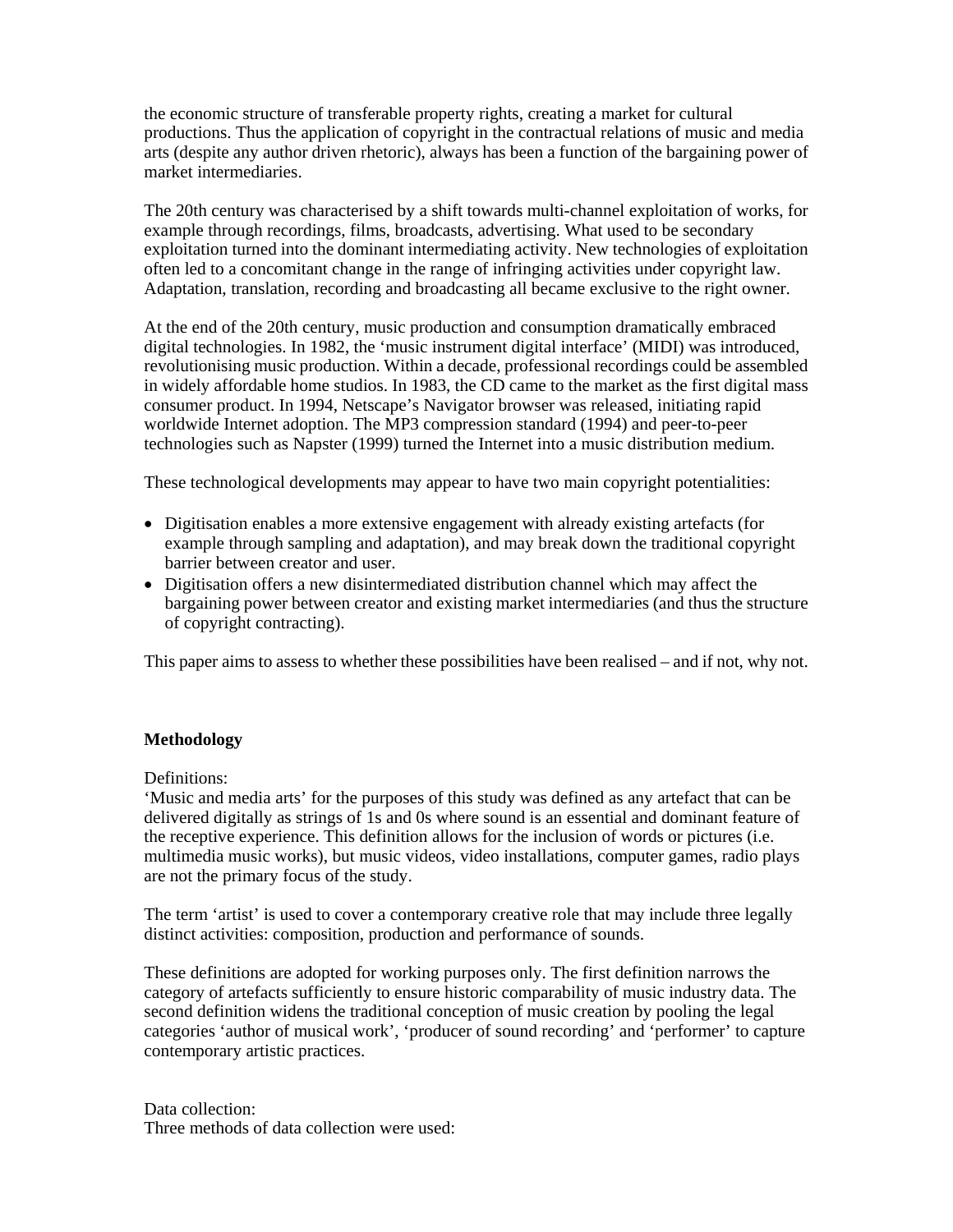the economic structure of transferable property rights, creating a market for cultural productions. Thus the application of copyright in the contractual relations of music and media arts (despite any author driven rhetoric), always has been a function of the bargaining power of market intermediaries.

The 20th century was characterised by a shift towards multi-channel exploitation of works, for example through recordings, films, broadcasts, advertising. What used to be secondary exploitation turned into the dominant intermediating activity. New technologies of exploitation often led to a concomitant change in the range of infringing activities under copyright law. Adaptation, translation, recording and broadcasting all became exclusive to the right owner.

At the end of the 20th century, music production and consumption dramatically embraced digital technologies. In 1982, the 'music instrument digital interface' (MIDI) was introduced, revolutionising music production. Within a decade, professional recordings could be assembled in widely affordable home studios. In 1983, the CD came to the market as the first digital mass consumer product. In 1994, Netscape's Navigator browser was released, initiating rapid worldwide Internet adoption. The MP3 compression standard (1994) and peer-to-peer technologies such as Napster (1999) turned the Internet into a music distribution medium.

These technological developments may appear to have two main copyright potentialities:

- Digitisation enables a more extensive engagement with already existing artefacts (for example through sampling and adaptation), and may break down the traditional copyright barrier between creator and user.
- Digitisation offers a new disintermediated distribution channel which may affect the bargaining power between creator and existing market intermediaries (and thus the structure of copyright contracting).

This paper aims to assess to whether these possibilities have been realised – and if not, why not.

**Methodology**

Definitions:
'Music and media arts' for the purposes of this study was defined as any artefact that can be delivered digitally as strings of 1s and 0s where sound is an essential and dominant feature of the receptive experience. This definition allows for the inclusion of words or pictures (i.e. multimedia music works), but music videos, video installations, computer games, radio plays are not the primary focus of the study.

The term 'artist' is used to cover a contemporary creative role that may include three legally distinct activities: composition, production and performance of sounds.

These definitions are adopted for working purposes only. The first definition narrows the category of artefacts sufficiently to ensure historic comparability of music industry data. The second definition widens the traditional conception of music creation by pooling the legal categories 'author of musical work', 'producer of sound recording' and 'performer' to capture contemporary artistic practices.

Data collection:
Three methods of data collection were used: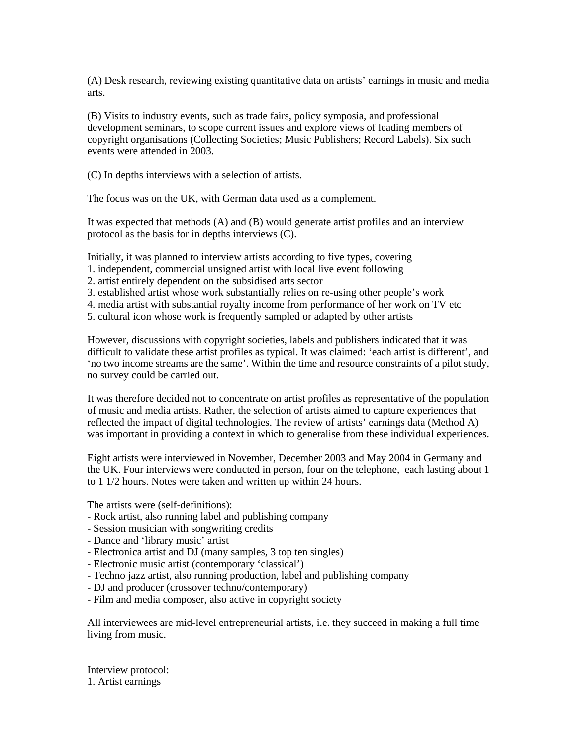(A) Desk research, reviewing existing quantitative data on artists' earnings in music and media arts.

(B) Visits to industry events, such as trade fairs, policy symposia, and professional development seminars, to scope current issues and explore views of leading members of copyright organisations (Collecting Societies; Music Publishers; Record Labels). Six such events were attended in 2003.

(C) In depths interviews with a selection of artists.

The focus was on the UK, with German data used as a complement.

It was expected that methods (A) and (B) would generate artist profiles and an interview protocol as the basis for in depths interviews (C).

Initially, it was planned to interview artists according to five types, covering
1. independent, commercial unsigned artist with local live event following
2. artist entirely dependent on the subsidised arts sector
3. established artist whose work substantially relies on re-using other people's work
4. media artist with substantial royalty income from performance of her work on TV etc
5. cultural icon whose work is frequently sampled or adapted by other artists

However, discussions with copyright societies, labels and publishers indicated that it was difficult to validate these artist profiles as typical. It was claimed: 'each artist is different', and 'no two income streams are the same'. Within the time and resource constraints of a pilot study, no survey could be carried out.

It was therefore decided not to concentrate on artist profiles as representative of the population of music and media artists. Rather, the selection of artists aimed to capture experiences that reflected the impact of digital technologies. The review of artists' earnings data (Method A) was important in providing a context in which to generalise from these individual experiences.

Eight artists were interviewed in November, December 2003 and May 2004 in Germany and the UK. Four interviews were conducted in person, four on the telephone, each lasting about 1 to 1 1/2 hours. Notes were taken and written up within 24 hours.

The artists were (self-definitions):
- Rock artist, also running label and publishing company
- Session musician with songwriting credits
- Dance and 'library music' artist
- Electronica artist and DJ (many samples, 3 top ten singles)
- Electronic music artist (contemporary 'classical')
- Techno jazz artist, also running production, label and publishing company
- DJ and producer (crossover techno/contemporary)
- Film and media composer, also active in copyright society

All interviewees are mid-level entrepreneurial artists, i.e. they succeed in making a full time living from music.

Interview protocol:
1. Artist earnings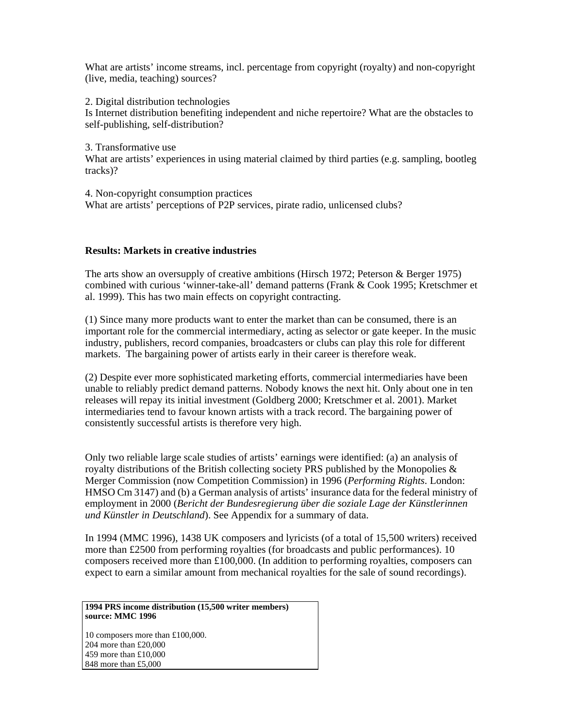What are artists' income streams, incl. percentage from copyright (royalty) and non-copyright (live, media, teaching) sources?

2. Digital distribution technologies
Is Internet distribution benefiting independent and niche repertoire? What are the obstacles to self-publishing, self-distribution?

3. Transformative use
What are artists' experiences in using material claimed by third parties (e.g. sampling, bootleg tracks)?

4. Non-copyright consumption practices
What are artists' perceptions of P2P services, pirate radio, unlicensed clubs?

**Results: Markets in creative industries**

The arts show an oversupply of creative ambitions (Hirsch 1972; Peterson & Berger 1975) combined with curious 'winner-take-all' demand patterns (Frank & Cook 1995; Kretschmer et al. 1999). This has two main effects on copyright contracting.

(1) Since many more products want to enter the market than can be consumed, there is an important role for the commercial intermediary, acting as selector or gate keeper. In the music industry, publishers, record companies, broadcasters or clubs can play this role for different markets. The bargaining power of artists early in their career is therefore weak.

(2) Despite ever more sophisticated marketing efforts, commercial intermediaries have been unable to reliably predict demand patterns. Nobody knows the next hit. Only about one in ten releases will repay its initial investment (Goldberg 2000; Kretschmer et al. 2001). Market intermediaries tend to favour known artists with a track record. The bargaining power of consistently successful artists is therefore very high.

Only two reliable large scale studies of artists' earnings were identified: (a) an analysis of royalty distributions of the British collecting society PRS published by the Monopolies & Merger Commission (now Competition Commission) in 1996 (*Performing Rights*. London: HMSO Cm 3147) and (b) a German analysis of artists' insurance data for the federal ministry of employment in 2000 (*Bericht der Bundesregierung über die soziale Lage der Künstlerinnen und Künstler in Deutschland*). See Appendix for a summary of data.

In 1994 (MMC 1996), 1438 UK composers and lyricists (of a total of 15,500 writers) received more than £2500 from performing royalties (for broadcasts and public performances). 10 composers received more than £100,000. (In addition to performing royalties, composers can expect to earn a similar amount from mechanical royalties for the sale of sound recordings).

| **1994 PRS income distribution (15,500 writer members) source: MMC 1996** |
|---|
| 10 composers more than £100,000. |
| 204 more than £20,000 |
| 459 more than £10,000 |
| 848 more than £5,000 |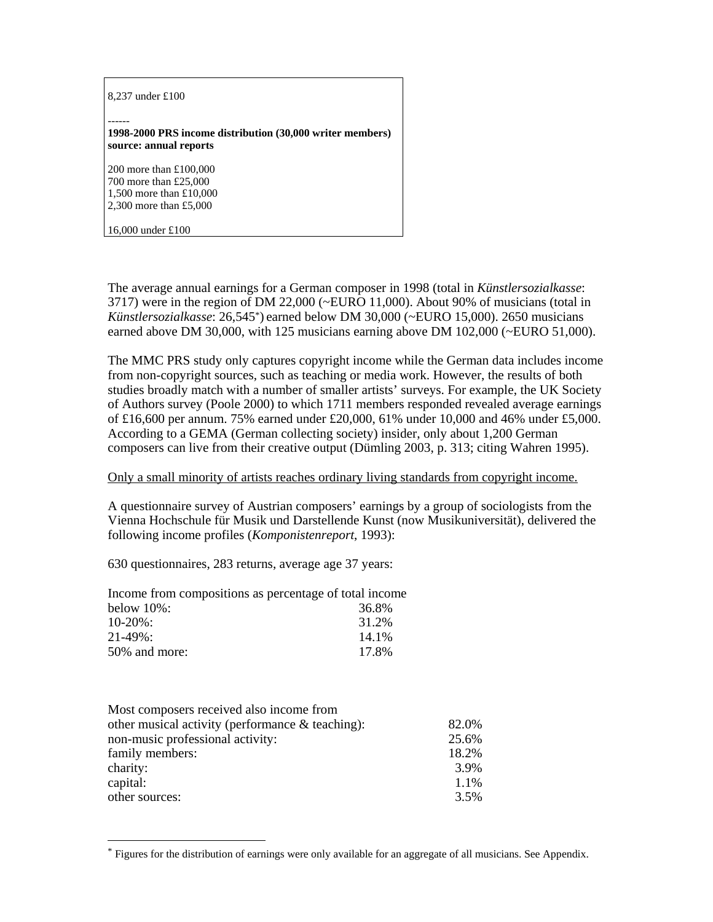8,237 under £100

------

**1998-2000 PRS income distribution (30,000 writer members) source: annual reports**

200 more than £100,000
700 more than £25,000
1,500 more than £10,000
2,300 more than £5,000

16,000 under £100

The average annual earnings for a German composer in 1998 (total in *Künstlersozialkasse*: 3717) were in the region of DM 22,000 (~EURO 11,000). About 90% of musicians (total in *Künstlersozialkasse*: 26,545*) earned below DM 30,000 (~EURO 15,000). 2650 musicians earned above DM 30,000, with 125 musicians earning above DM 102,000 (~EURO 51,000).

The MMC PRS study only captures copyright income while the German data includes income from non-copyright sources, such as teaching or media work. However, the results of both studies broadly match with a number of smaller artists' surveys. For example, the UK Society of Authors survey (Poole 2000) to which 1711 members responded revealed average earnings of £16,600 per annum. 75% earned under £20,000, 61% under 10,000 and 46% under £5,000. According to a GEMA (German collecting society) insider, only about 1,200 German composers can live from their creative output (Dümling 2003, p. 313; citing Wahren 1995).

<u>Only a small minority of artists reaches ordinary living standards from copyright income.</u>

A questionnaire survey of Austrian composers' earnings by a group of sociologists from the Vienna Hochschule für Musik und Darstellende Kunst (now Musikuniversität), delivered the following income profiles (*Komponistenreport*, 1993):

630 questionnaires, 283 returns, average age 37 years:

| Income from compositions as percentage of total income | |
|---|---|
| below 10%: | 36.8% |
| 10-20%: | 31.2% |
| 21-49%: | 14.1% |
| 50% and more: | 17.8% |

| Most composers received also income from | |
|---|---|
| other musical activity (performance & teaching): | 82.0% |
| non-music professional activity: | 25.6% |
| family members: | 18.2% |
| charity: | 3.9% |
| capital: | 1.1% |
| other sources: | 3.5% |

---

* Figures for the distribution of earnings were only available for an aggregate of all musicians. See Appendix.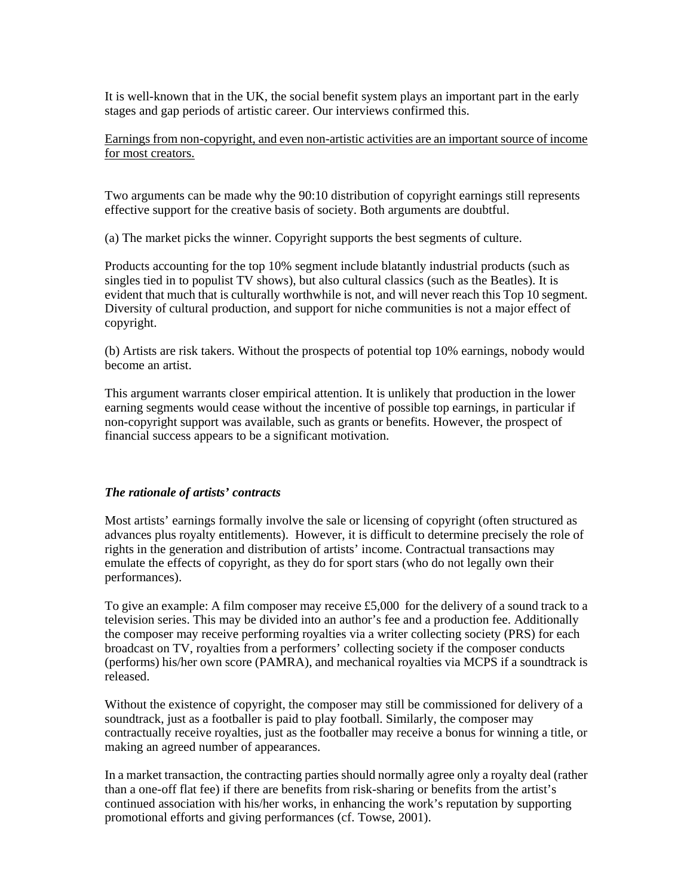It is well-known that in the UK, the social benefit system plays an important part in the early stages and gap periods of artistic career. Our interviews confirmed this.

<u>Earnings from non-copyright, and even non-artistic activities are an important source of income for most creators.</u>

Two arguments can be made why the 90:10 distribution of copyright earnings still represents effective support for the creative basis of society. Both arguments are doubtful.

(a) The market picks the winner. Copyright supports the best segments of culture.

Products accounting for the top 10% segment include blatantly industrial products (such as singles tied in to populist TV shows), but also cultural classics (such as the Beatles). It is evident that much that is culturally worthwhile is not, and will never reach this Top 10 segment. Diversity of cultural production, and support for niche communities is not a major effect of copyright.

(b) Artists are risk takers. Without the prospects of potential top 10% earnings, nobody would become an artist.

This argument warrants closer empirical attention. It is unlikely that production in the lower earning segments would cease without the incentive of possible top earnings, in particular if non-copyright support was available, such as grants or benefits. However, the prospect of financial success appears to be a significant motivation.

### *The rationale of artists' contracts*

Most artists' earnings formally involve the sale or licensing of copyright (often structured as advances plus royalty entitlements). However, it is difficult to determine precisely the role of rights in the generation and distribution of artists' income. Contractual transactions may emulate the effects of copyright, as they do for sport stars (who do not legally own their performances).

To give an example: A film composer may receive £5,000 for the delivery of a sound track to a television series. This may be divided into an author's fee and a production fee. Additionally the composer may receive performing royalties via a writer collecting society (PRS) for each broadcast on TV, royalties from a performers' collecting society if the composer conducts (performs) his/her own score (PAMRA), and mechanical royalties via MCPS if a soundtrack is released.

Without the existence of copyright, the composer may still be commissioned for delivery of a soundtrack, just as a footballer is paid to play football. Similarly, the composer may contractually receive royalties, just as the footballer may receive a bonus for winning a title, or making an agreed number of appearances.

In a market transaction, the contracting parties should normally agree only a royalty deal (rather than a one-off flat fee) if there are benefits from risk-sharing or benefits from the artist's continued association with his/her works, in enhancing the work's reputation by supporting promotional efforts and giving performances (cf. Towse, 2001).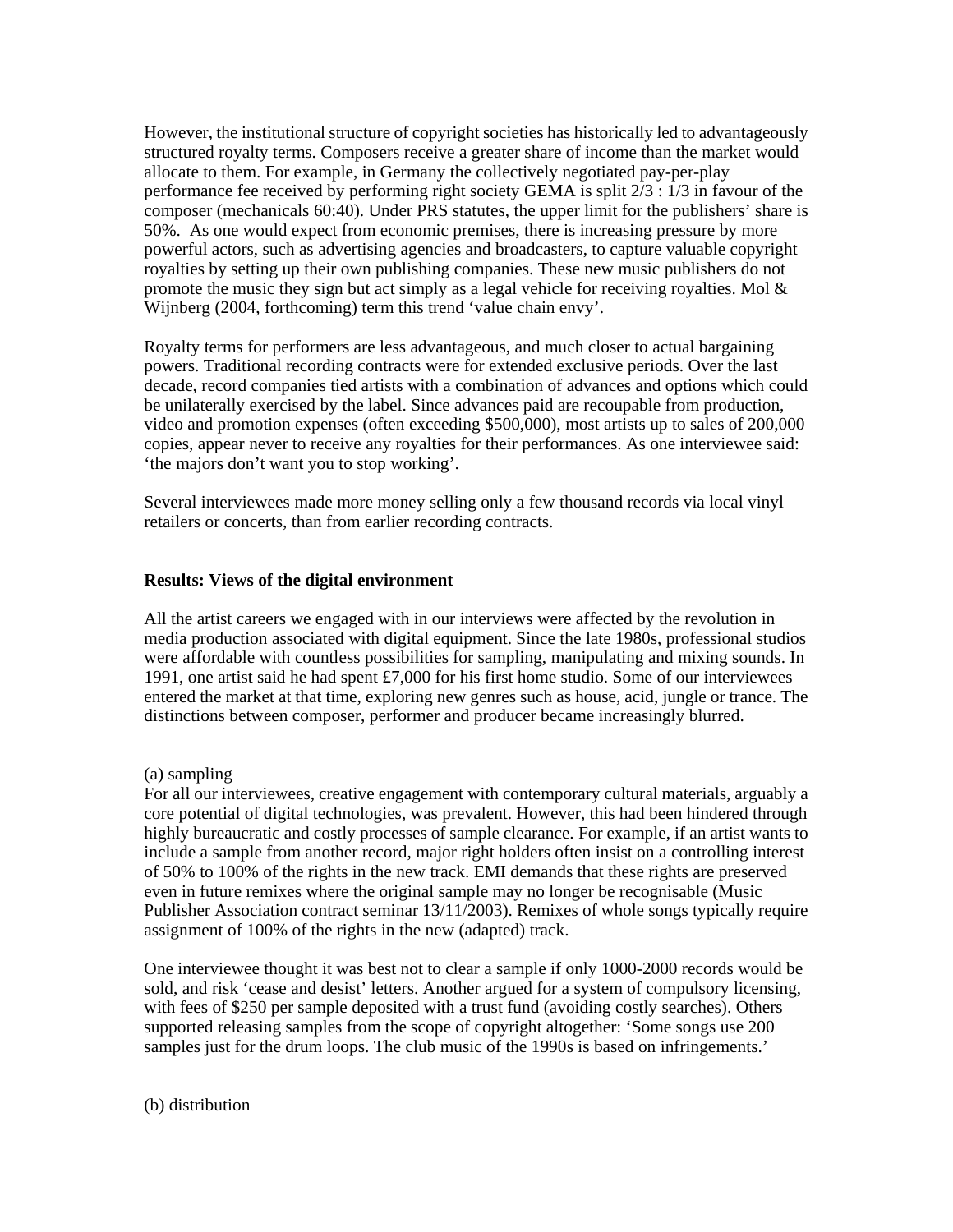However, the institutional structure of copyright societies has historically led to advantageously structured royalty terms. Composers receive a greater share of income than the market would allocate to them. For example, in Germany the collectively negotiated pay-per-play performance fee received by performing right society GEMA is split 2/3 : 1/3 in favour of the composer (mechanicals 60:40). Under PRS statutes, the upper limit for the publishers' share is 50%. As one would expect from economic premises, there is increasing pressure by more powerful actors, such as advertising agencies and broadcasters, to capture valuable copyright royalties by setting up their own publishing companies. These new music publishers do not promote the music they sign but act simply as a legal vehicle for receiving royalties. Mol & Wijnberg (2004, forthcoming) term this trend 'value chain envy'.

Royalty terms for performers are less advantageous, and much closer to actual bargaining powers. Traditional recording contracts were for extended exclusive periods. Over the last decade, record companies tied artists with a combination of advances and options which could be unilaterally exercised by the label. Since advances paid are recoupable from production, video and promotion expenses (often exceeding $500,000), most artists up to sales of 200,000 copies, appear never to receive any royalties for their performances. As one interviewee said: 'the majors don't want you to stop working'.

Several interviewees made more money selling only a few thousand records via local vinyl retailers or concerts, than from earlier recording contracts.

**Results: Views of the digital environment**

All the artist careers we engaged with in our interviews were affected by the revolution in media production associated with digital equipment. Since the late 1980s, professional studios were affordable with countless possibilities for sampling, manipulating and mixing sounds. In 1991, one artist said he had spent £7,000 for his first home studio. Some of our interviewees entered the market at that time, exploring new genres such as house, acid, jungle or trance. The distinctions between composer, performer and producer became increasingly blurred.

(a) sampling

For all our interviewees, creative engagement with contemporary cultural materials, arguably a core potential of digital technologies, was prevalent. However, this had been hindered through highly bureaucratic and costly processes of sample clearance. For example, if an artist wants to include a sample from another record, major right holders often insist on a controlling interest of 50% to 100% of the rights in the new track. EMI demands that these rights are preserved even in future remixes where the original sample may no longer be recognisable (Music Publisher Association contract seminar 13/11/2003). Remixes of whole songs typically require assignment of 100% of the rights in the new (adapted) track.

One interviewee thought it was best not to clear a sample if only 1000-2000 records would be sold, and risk 'cease and desist' letters. Another argued for a system of compulsory licensing, with fees of $250 per sample deposited with a trust fund (avoiding costly searches). Others supported releasing samples from the scope of copyright altogether: 'Some songs use 200 samples just for the drum loops. The club music of the 1990s is based on infringements.'

(b) distribution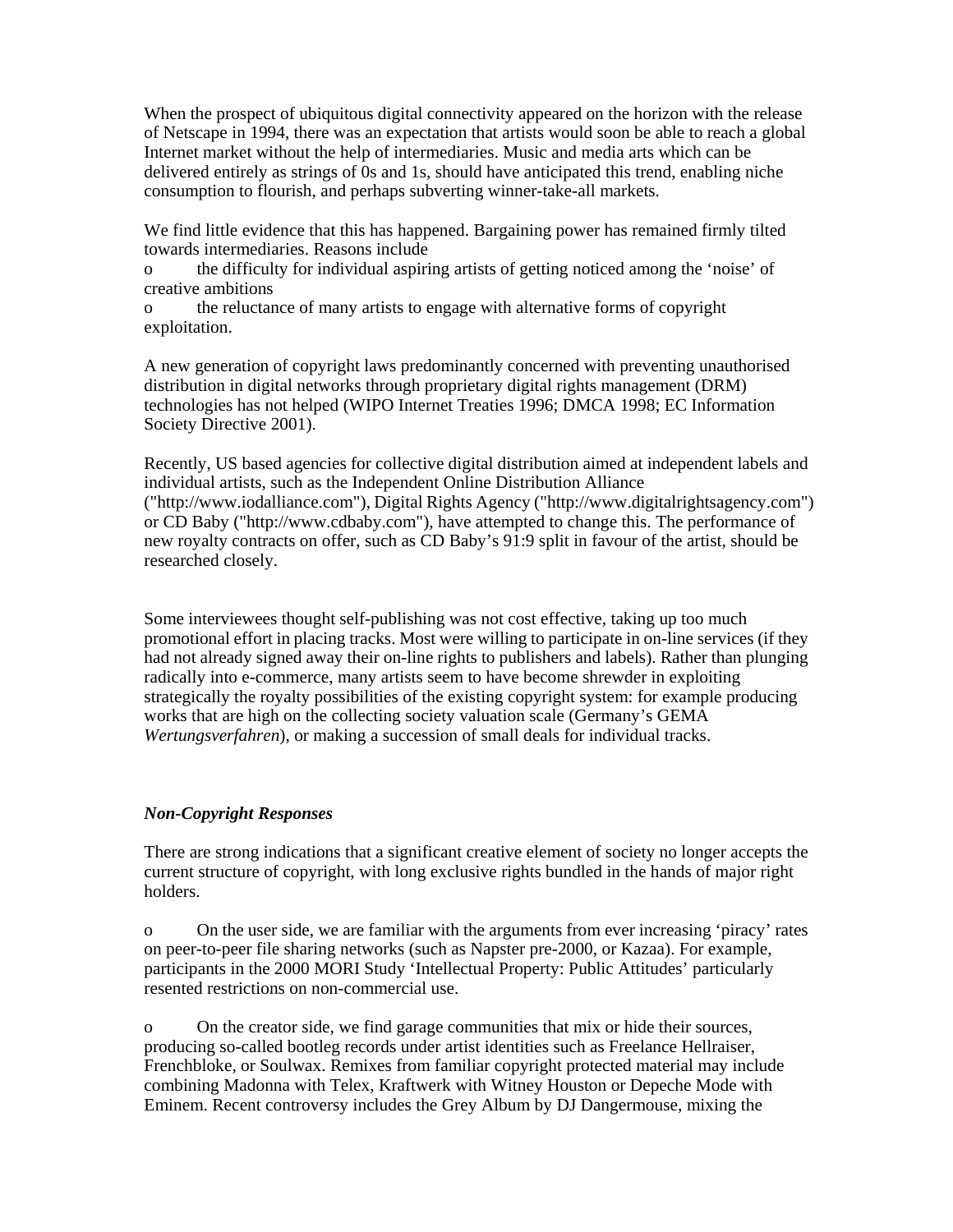When the prospect of ubiquitous digital connectivity appeared on the horizon with the release of Netscape in 1994, there was an expectation that artists would soon be able to reach a global Internet market without the help of intermediaries. Music and media arts which can be delivered entirely as strings of 0s and 1s, should have anticipated this trend, enabling niche consumption to flourish, and perhaps subverting winner-take-all markets.

We find little evidence that this has happened. Bargaining power has remained firmly tilted towards intermediaries. Reasons include

- the difficulty for individual aspiring artists of getting noticed among the 'noise' of creative ambitions
- the reluctance of many artists to engage with alternative forms of copyright exploitation.

A new generation of copyright laws predominantly concerned with preventing unauthorised distribution in digital networks through proprietary digital rights management (DRM) technologies has not helped (WIPO Internet Treaties 1996; DMCA 1998; EC Information Society Directive 2001).

Recently, US based agencies for collective digital distribution aimed at independent labels and individual artists, such as the Independent Online Distribution Alliance ("http://www.iodalliance.com"), Digital Rights Agency ("http://www.digitalrightsagency.com") or CD Baby ("http://www.cdbaby.com"), have attempted to change this. The performance of new royalty contracts on offer, such as CD Baby's 91:9 split in favour of the artist, should be researched closely.

Some interviewees thought self-publishing was not cost effective, taking up too much promotional effort in placing tracks. Most were willing to participate in on-line services (if they had not already signed away their on-line rights to publishers and labels). Rather than plunging radically into e-commerce, many artists seem to have become shrewder in exploiting strategically the royalty possibilities of the existing copyright system: for example producing works that are high on the collecting society valuation scale (Germany's GEMA *Wertungsverfahren*), or making a succession of small deals for individual tracks.

### *Non-Copyright Responses*

There are strong indications that a significant creative element of society no longer accepts the current structure of copyright, with long exclusive rights bundled in the hands of major right holders.

- On the user side, we are familiar with the arguments from ever increasing 'piracy' rates on peer-to-peer file sharing networks (such as Napster pre-2000, or Kazaa). For example, participants in the 2000 MORI Study 'Intellectual Property: Public Attitudes' particularly resented restrictions on non-commercial use.

- On the creator side, we find garage communities that mix or hide their sources, producing so-called bootleg records under artist identities such as Freelance Hellraiser, Frenchbloke, or Soulwax. Remixes from familiar copyright protected material may include combining Madonna with Telex, Kraftwerk with Witney Houston or Depeche Mode with Eminem. Recent controversy includes the Grey Album by DJ Dangermouse, mixing the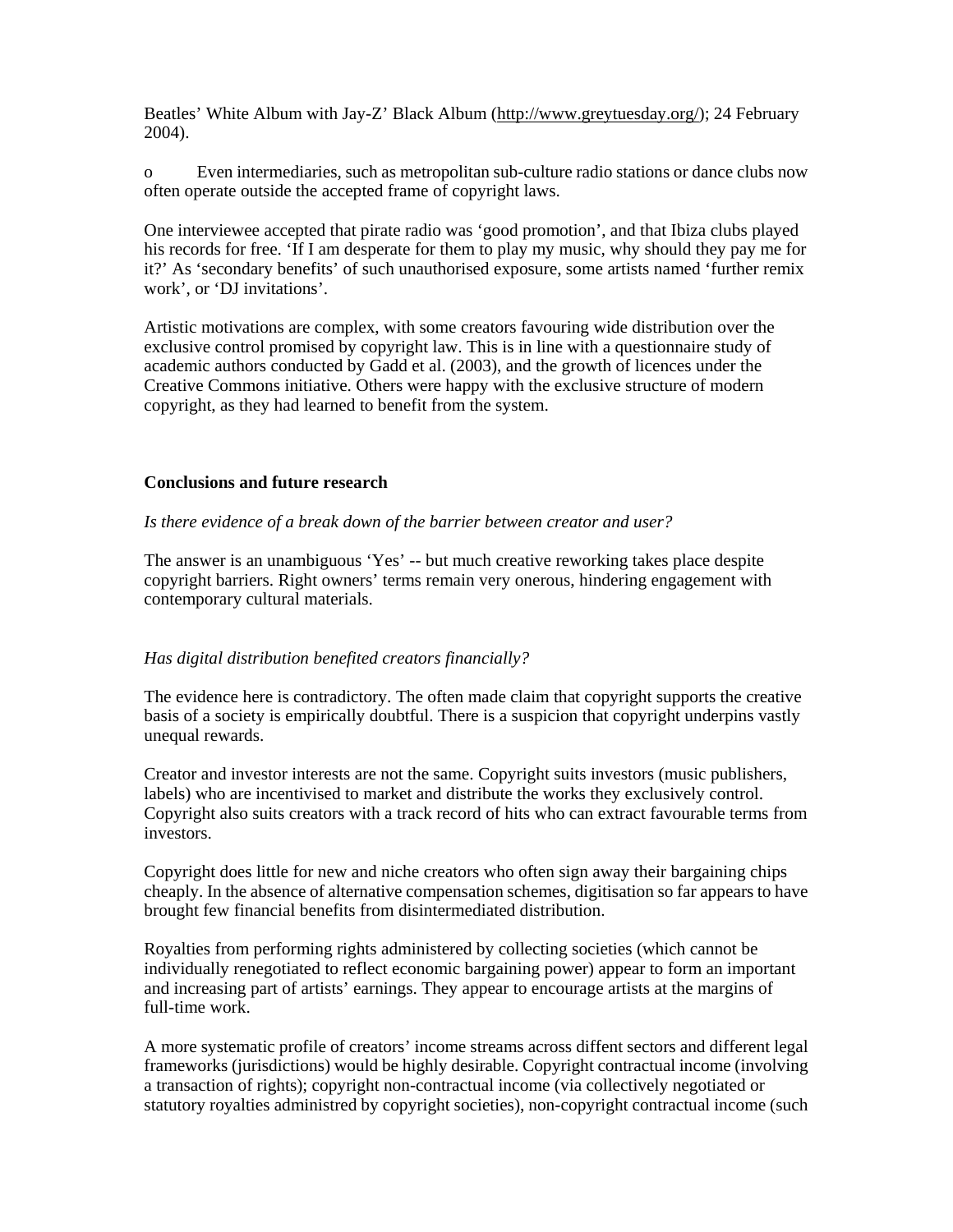Beatles' White Album with Jay-Z' Black Album (http://www.greytuesday.org/); 24 February 2004).

o Even intermediaries, such as metropolitan sub-culture radio stations or dance clubs now often operate outside the accepted frame of copyright laws.

One interviewee accepted that pirate radio was 'good promotion', and that Ibiza clubs played his records for free. 'If I am desperate for them to play my music, why should they pay me for it?' As 'secondary benefits' of such unauthorised exposure, some artists named 'further remix work', or 'DJ invitations'.

Artistic motivations are complex, with some creators favouring wide distribution over the exclusive control promised by copyright law. This is in line with a questionnaire study of academic authors conducted by Gadd et al. (2003), and the growth of licences under the Creative Commons initiative. Others were happy with the exclusive structure of modern copyright, as they had learned to benefit from the system.

**Conclusions and future research**

*Is there evidence of a break down of the barrier between creator and user?*

The answer is an unambiguous 'Yes' -- but much creative reworking takes place despite copyright barriers. Right owners' terms remain very onerous, hindering engagement with contemporary cultural materials.

*Has digital distribution benefited creators financially?*

The evidence here is contradictory. The often made claim that copyright supports the creative basis of a society is empirically doubtful. There is a suspicion that copyright underpins vastly unequal rewards.

Creator and investor interests are not the same. Copyright suits investors (music publishers, labels) who are incentivised to market and distribute the works they exclusively control. Copyright also suits creators with a track record of hits who can extract favourable terms from investors.

Copyright does little for new and niche creators who often sign away their bargaining chips cheaply. In the absence of alternative compensation schemes, digitisation so far appears to have brought few financial benefits from disintermediated distribution.

Royalties from performing rights administered by collecting societies (which cannot be individually renegotiated to reflect economic bargaining power) appear to form an important and increasing part of artists' earnings. They appear to encourage artists at the margins of full-time work.

A more systematic profile of creators' income streams across diffent sectors and different legal frameworks (jurisdictions) would be highly desirable. Copyright contractual income (involving a transaction of rights); copyright non-contractual income (via collectively negotiated or statutory royalties administred by copyright societies), non-copyright contractual income (such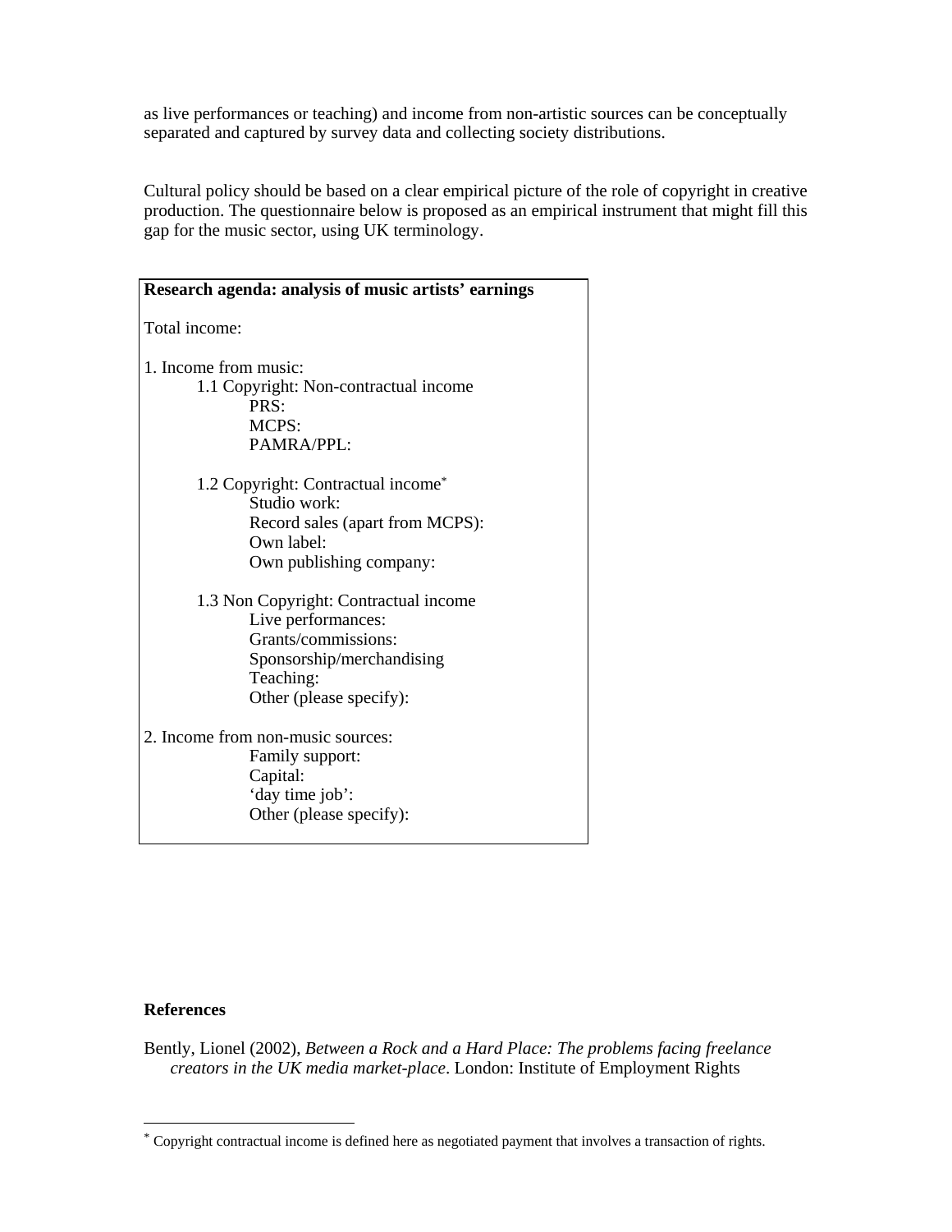as live performances or teaching) and income from non-artistic sources can be conceptually separated and captured by survey data and collecting society distributions.

Cultural policy should be based on a clear empirical picture of the role of copyright in creative production. The questionnaire below is proposed as an empirical instrument that might fill this gap for the music sector, using UK terminology.

**Research agenda: analysis of music artists' earnings**

Total income:

1. Income from music:
   - 1.1 Copyright: Non-contractual income
     - PRS:
     - MCPS:
     - PAMRA/PPL:
   - 1.2 Copyright: Contractual income*
     - Studio work:
     - Record sales (apart from MCPS):
     - Own label:
     - Own publishing company:
   - 1.3 Non Copyright: Contractual income
     - Live performances:
     - Grants/commissions:
     - Sponsorship/merchandising
     - Teaching:
     - Other (please specify):

2. Income from non-music sources:
   - Family support:
   - Capital:
   - 'day time job':
   - Other (please specify):

## References

Bently, Lionel (2002), *Between a Rock and a Hard Place: The problems facing freelance creators in the UK media market-place*. London: Institute of Employment Rights

* Copyright contractual income is defined here as negotiated payment that involves a transaction of rights.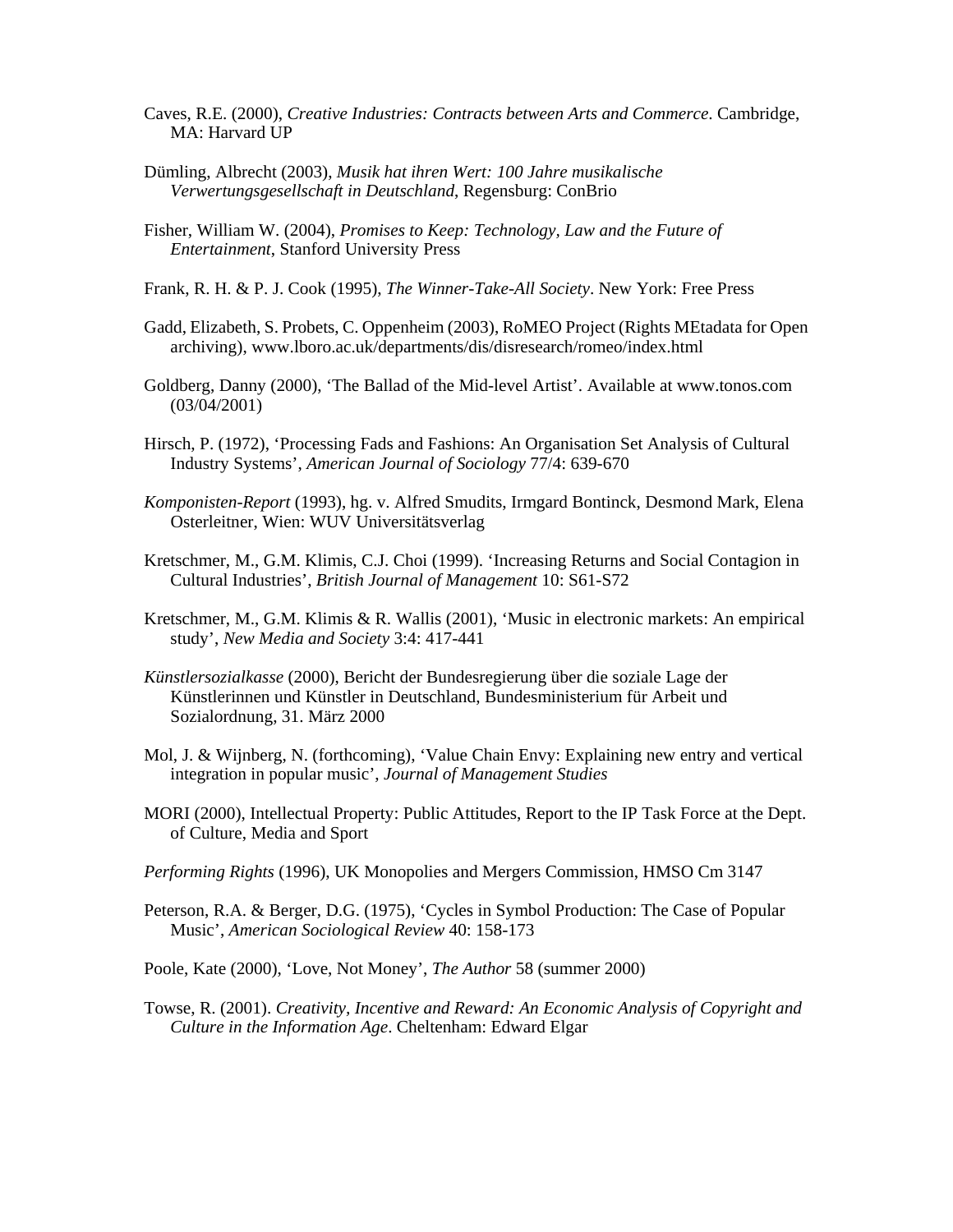Caves, R.E. (2000), *Creative Industries: Contracts between Arts and Commerce*. Cambridge, MA: Harvard UP

Dümling, Albrecht (2003), *Musik hat ihren Wert: 100 Jahre musikalische Verwertungsgesellschaft in Deutschland*, Regensburg: ConBrio

Fisher, William W. (2004), *Promises to Keep: Technology, Law and the Future of Entertainment*, Stanford University Press

Frank, R. H. & P. J. Cook (1995), *The Winner-Take-All Society*. New York: Free Press

Gadd, Elizabeth, S. Probets, C. Oppenheim (2003), RoMEO Project (Rights MEtadata for Open archiving), www.lboro.ac.uk/departments/dis/disresearch/romeo/index.html

Goldberg, Danny (2000), 'The Ballad of the Mid-level Artist'. Available at www.tonos.com (03/04/2001)

Hirsch, P. (1972), 'Processing Fads and Fashions: An Organisation Set Analysis of Cultural Industry Systems', *American Journal of Sociology* 77/4: 639-670

*Komponisten-Report* (1993), hg. v. Alfred Smudits, Irmgard Bontinck, Desmond Mark, Elena Osterleitner, Wien: WUV Universitätsverlag

Kretschmer, M., G.M. Klimis, C.J. Choi (1999). 'Increasing Returns and Social Contagion in Cultural Industries', *British Journal of Management* 10: S61-S72

Kretschmer, M., G.M. Klimis & R. Wallis (2001), 'Music in electronic markets: An empirical study', *New Media and Society* 3:4: 417-441

*Künstlersozialkasse* (2000), Bericht der Bundesregierung über die soziale Lage der Künstlerinnen und Künstler in Deutschland, Bundesministerium für Arbeit und Sozialordnung, 31. März 2000

Mol, J. & Wijnberg, N. (forthcoming), 'Value Chain Envy: Explaining new entry and vertical integration in popular music', *Journal of Management Studies*

MORI (2000), Intellectual Property: Public Attitudes, Report to the IP Task Force at the Dept. of Culture, Media and Sport

*Performing Rights* (1996), UK Monopolies and Mergers Commission, HMSO Cm 3147

Peterson, R.A. & Berger, D.G. (1975), 'Cycles in Symbol Production: The Case of Popular Music', *American Sociological Review* 40: 158-173

Poole, Kate (2000), 'Love, Not Money', *The Author* 58 (summer 2000)

Towse, R. (2001). *Creativity, Incentive and Reward: An Economic Analysis of Copyright and Culture in the Information Age*. Cheltenham: Edward Elgar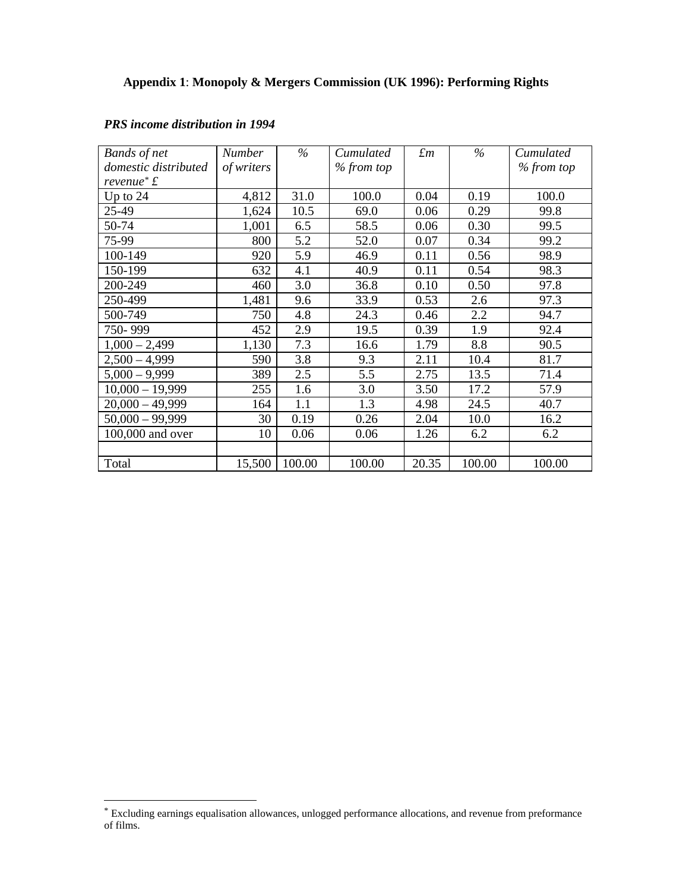**Appendix 1**: **Monopoly & Mergers Commission (UK 1996): Performing Rights**

***PRS income distribution in 1994***

| *Bands of net domestic distributed revenue*[*] £ | *Number of writers* | *%* | *Cumulated % from top* | *£m* | *%* | *Cumulated % from top* |
|---|---|---|---|---|---|---|
| Up to 24 | 4,812 | 31.0 | 100.0 | 0.04 | 0.19 | 100.0 |
| 25-49 | 1,624 | 10.5 | 69.0 | 0.06 | 0.29 | 99.8 |
| 50-74 | 1,001 | 6.5 | 58.5 | 0.06 | 0.30 | 99.5 |
| 75-99 | 800 | 5.2 | 52.0 | 0.07 | 0.34 | 99.2 |
| 100-149 | 920 | 5.9 | 46.9 | 0.11 | 0.56 | 98.9 |
| 150-199 | 632 | 4.1 | 40.9 | 0.11 | 0.54 | 98.3 |
| 200-249 | 460 | 3.0 | 36.8 | 0.10 | 0.50 | 97.8 |
| 250-499 | 1,481 | 9.6 | 33.9 | 0.53 | 2.6 | 97.3 |
| 500-749 | 750 | 4.8 | 24.3 | 0.46 | 2.2 | 94.7 |
| 750- 999 | 452 | 2.9 | 19.5 | 0.39 | 1.9 | 92.4 |
| 1,000 – 2,499 | 1,130 | 7.3 | 16.6 | 1.79 | 8.8 | 90.5 |
| 2,500 – 4,999 | 590 | 3.8 | 9.3 | 2.11 | 10.4 | 81.7 |
| 5,000 – 9,999 | 389 | 2.5 | 5.5 | 2.75 | 13.5 | 71.4 |
| 10,000 – 19,999 | 255 | 1.6 | 3.0 | 3.50 | 17.2 | 57.9 |
| 20,000 – 49,999 | 164 | 1.1 | 1.3 | 4.98 | 24.5 | 40.7 |
| 50,000 – 99,999 | 30 | 0.19 | 0.26 | 2.04 | 10.0 | 16.2 |
| 100,000 and over | 10 | 0.06 | 0.06 | 1.26 | 6.2 | 6.2 |
| | | | | | | |
| Total | 15,500 | 100.00 | 100.00 | 20.35 | 100.00 | 100.00 |

[*] Excluding earnings equalisation allowances, unlogged performance allocations, and revenue from preformance of films.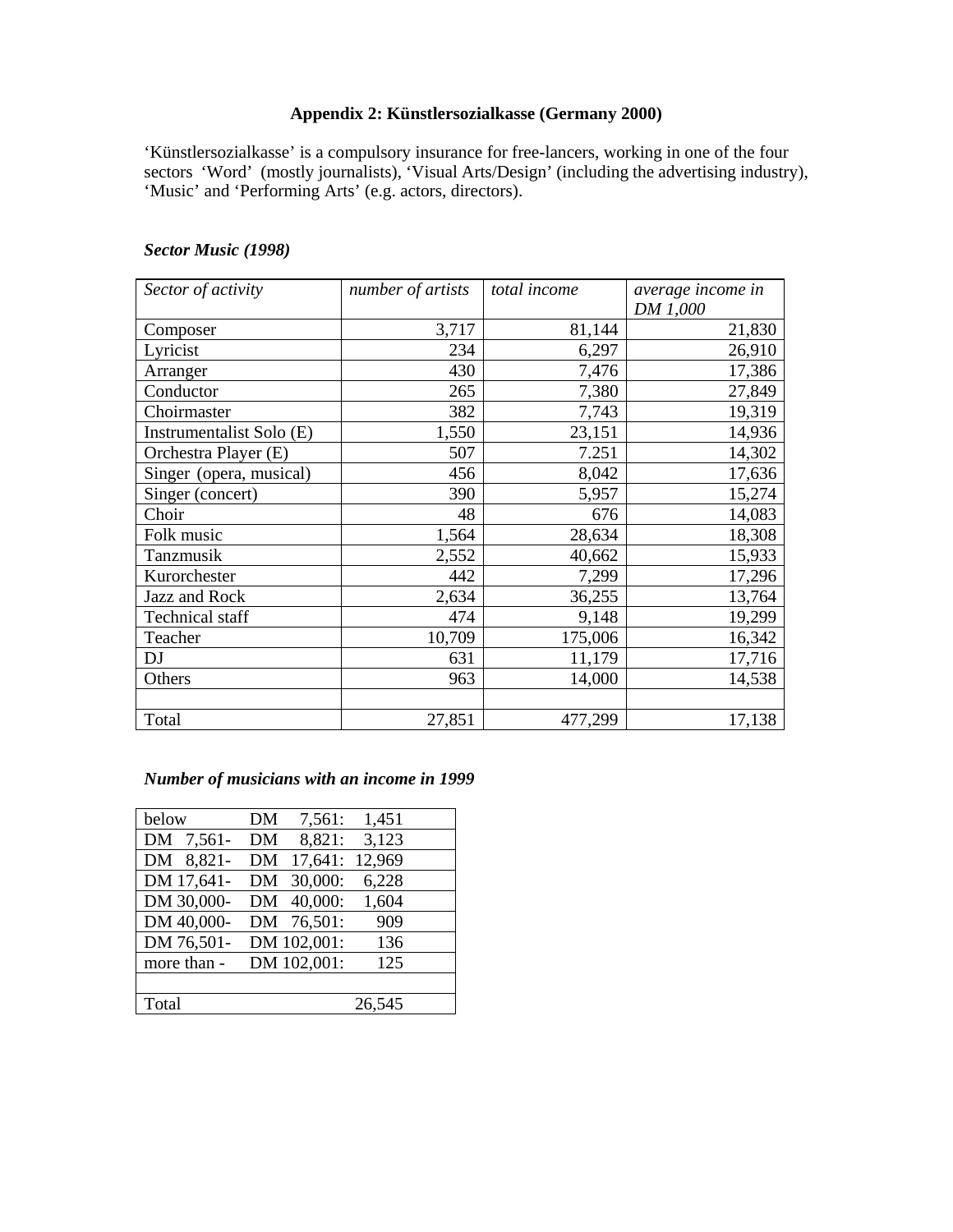**Appendix 2: Künstlersozialkasse (Germany 2000)**

'Künstlersozialkasse' is a compulsory insurance for free-lancers, working in one of the four sectors 'Word' (mostly journalists), 'Visual Arts/Design' (including the advertising industry), 'Music' and 'Performing Arts' (e.g. actors, directors).

***Sector Music (1998)***

| *Sector of activity* | *number of artists* | *total income* | *average income in DM 1,000* |
|---|---:|---:|---:|
| Composer | 3,717 | 81,144 | 21,830 |
| Lyricist | 234 | 6,297 | 26,910 |
| Arranger | 430 | 7,476 | 17,386 |
| Conductor | 265 | 7,380 | 27,849 |
| Choirmaster | 382 | 7,743 | 19,319 |
| Instrumentalist Solo (E) | 1,550 | 23,151 | 14,936 |
| Orchestra Player (E) | 507 | 7.251 | 14,302 |
| Singer (opera, musical) | 456 | 8,042 | 17,636 |
| Singer (concert) | 390 | 5,957 | 15,274 |
| Choir | 48 | 676 | 14,083 |
| Folk music | 1,564 | 28,634 | 18,308 |
| Tanzmusik | 2,552 | 40,662 | 15,933 |
| Kurorchester | 442 | 7,299 | 17,296 |
| Jazz and Rock | 2,634 | 36,255 | 13,764 |
| Technical staff | 474 | 9,148 | 19,299 |
| Teacher | 10,709 | 175,006 | 16,342 |
| DJ | 631 | 11,179 | 17,716 |
| Others | 963 | 14,000 | 14,538 |
| | | | |
| Total | 27,851 | 477,299 | 17,138 |

***Number of musicians with an income in 1999***

| | | |
|---|---|---:|
| below | DM 7,561: | 1,451 |
| DM 7,561- | DM 8,821: | 3,123 |
| DM 8,821- | DM 17,641: | 12,969 |
| DM 17,641- | DM 30,000: | 6,228 |
| DM 30,000- | DM 40,000: | 1,604 |
| DM 40,000- | DM 76,501: | 909 |
| DM 76,501- | DM 102,001: | 136 |
| more than - | DM 102,001: | 125 |
| | | |
| Total | | 26,545 |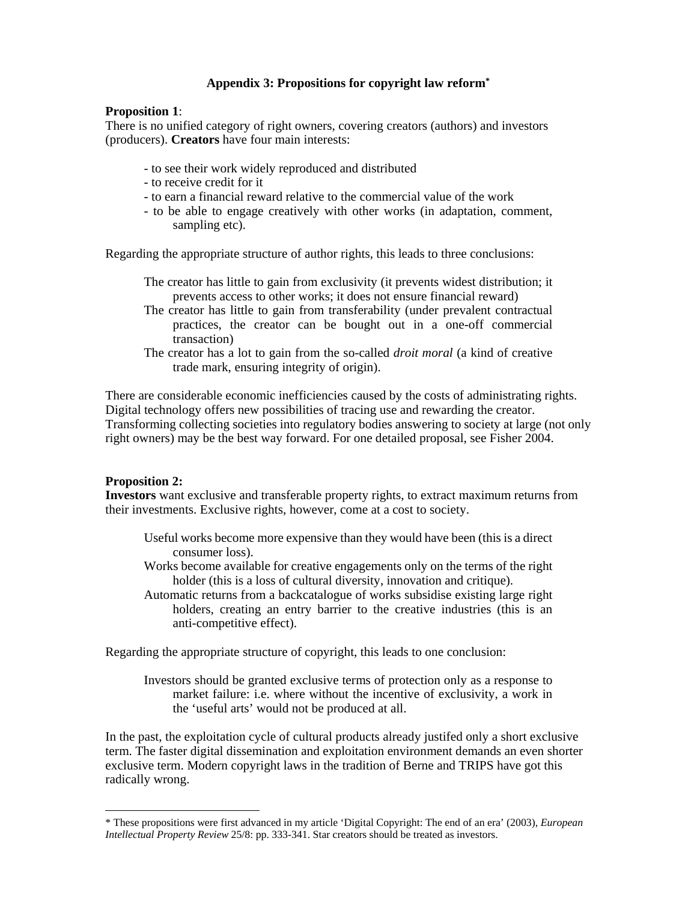## Appendix 3: Propositions for copyright law reform*

**Proposition 1**:
There is no unified category of right owners, covering creators (authors) and investors (producers). **Creators** have four main interests:

- to see their work widely reproduced and distributed
- to receive credit for it
- to earn a financial reward relative to the commercial value of the work
- to be able to engage creatively with other works (in adaptation, comment, sampling etc).

Regarding the appropriate structure of author rights, this leads to three conclusions:

The creator has little to gain from exclusivity (it prevents widest distribution; it prevents access to other works; it does not ensure financial reward)

The creator has little to gain from transferability (under prevalent contractual practices, the creator can be bought out in a one-off commercial transaction)

The creator has a lot to gain from the so-called *droit moral* (a kind of creative trade mark, ensuring integrity of origin).

There are considerable economic inefficiencies caused by the costs of administrating rights. Digital technology offers new possibilities of tracing use and rewarding the creator. Transforming collecting societies into regulatory bodies answering to society at large (not only right owners) may be the best way forward. For one detailed proposal, see Fisher 2004.

**Proposition 2:**
**Investors** want exclusive and transferable property rights, to extract maximum returns from their investments. Exclusive rights, however, come at a cost to society.

Useful works become more expensive than they would have been (this is a direct consumer loss).

Works become available for creative engagements only on the terms of the right holder (this is a loss of cultural diversity, innovation and critique).

Automatic returns from a backcatalogue of works subsidise existing large right holders, creating an entry barrier to the creative industries (this is an anti-competitive effect).

Regarding the appropriate structure of copyright, this leads to one conclusion:

Investors should be granted exclusive terms of protection only as a response to market failure: i.e. where without the incentive of exclusivity, a work in the 'useful arts' would not be produced at all.

In the past, the exploitation cycle of cultural products already justifed only a short exclusive term. The faster digital dissemination and exploitation environment demands an even shorter exclusive term. Modern copyright laws in the tradition of Berne and TRIPS have got this radically wrong.

* These propositions were first advanced in my article 'Digital Copyright: The end of an era' (2003), *European Intellectual Property Review* 25/8: pp. 333-341. Star creators should be treated as investors.